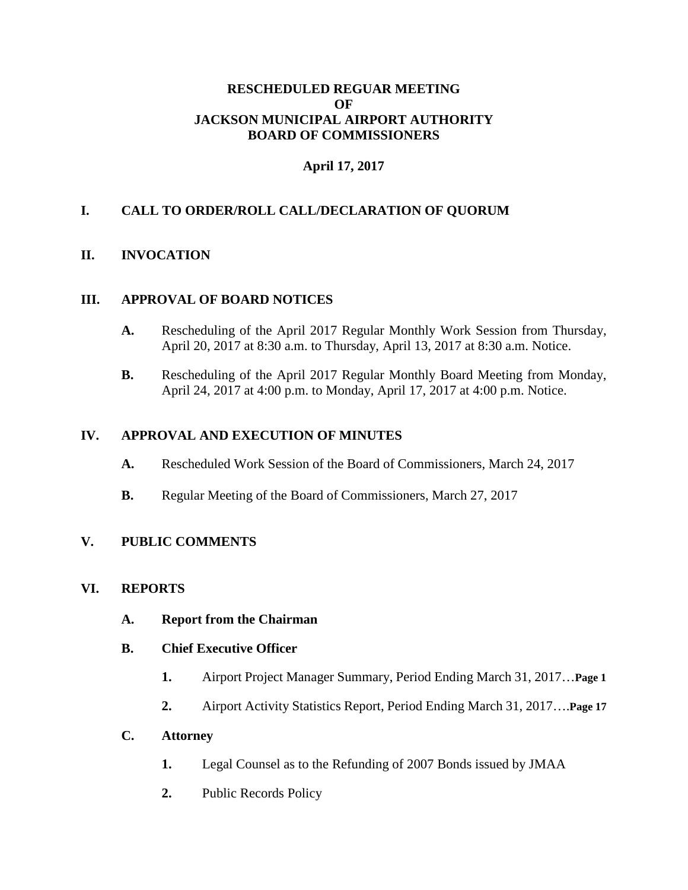# RESCHEDULED REGUAR MEETING
# OF
# JACKSON MUNICIPAL AIRPORT AUTHORITY
# BOARD OF COMMISSIONERS

**April 17, 2017**

## I. CALL TO ORDER/ROLL CALL/DECLARATION OF QUORUM

## II. INVOCATION

## III. APPROVAL OF BOARD NOTICES

**A.** Rescheduling of the April 2017 Regular Monthly Work Session from Thursday, April 20, 2017 at 8:30 a.m. to Thursday, April 13, 2017 at 8:30 a.m. Notice.

**B.** Rescheduling of the April 2017 Regular Monthly Board Meeting from Monday, April 24, 2017 at 4:00 p.m. to Monday, April 17, 2017 at 4:00 p.m. Notice.

## IV. APPROVAL AND EXECUTION OF MINUTES

**A.** Rescheduled Work Session of the Board of Commissioners, March 24, 2017

**B.** Regular Meeting of the Board of Commissioners, March 27, 2017

## V. PUBLIC COMMENTS

## VI. REPORTS

**A. Report from the Chairman**

**B. Chief Executive Officer**

**1.** Airport Project Manager Summary, Period Ending March 31, 2017…**Page 1**

**2.** Airport Activity Statistics Report, Period Ending March 31, 2017….**Page 17**

**C. Attorney**

**1.** Legal Counsel as to the Refunding of 2007 Bonds issued by JMAA

**2.** Public Records Policy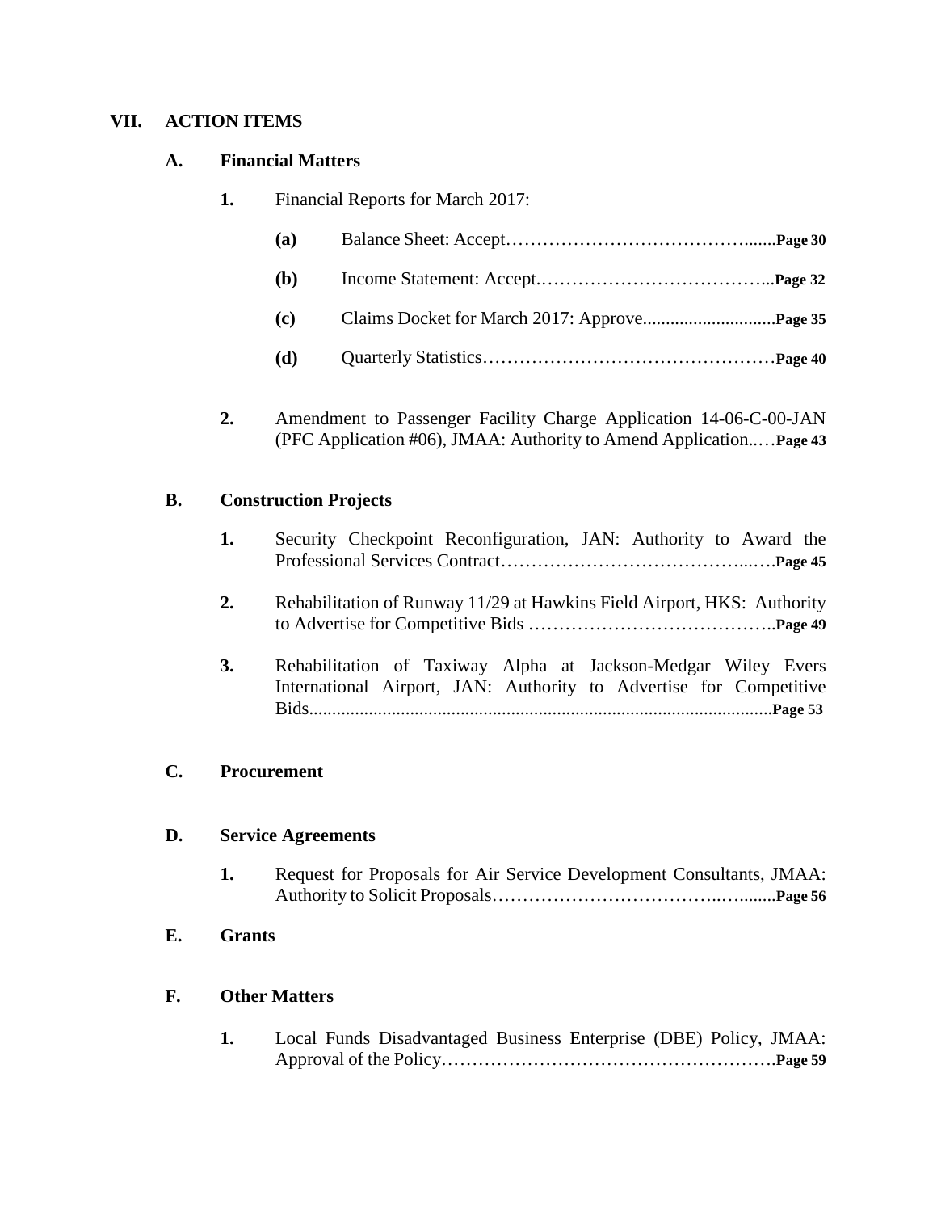## VII. ACTION ITEMS

### A. Financial Matters

**1.** Financial Reports for March 2017:

- **(a)** Balance Sheet: Accept…………………………………….......**Page 30**
- **(b)** Income Statement: Accept.………………………………...**Page 32**
- **(c)** Claims Docket for March 2017: Approve............................**Page 35**
- **(d)** Quarterly Statistics…………………………………………**Page 40**

**2.** Amendment to Passenger Facility Charge Application 14-06-C-00-JAN (PFC Application #06), JMAA: Authority to Amend Application..…**Page 43**

### B. Construction Projects

**1.** Security Checkpoint Reconfiguration, JAN: Authority to Award the Professional Services Contract……………………………………..….**Page 45**

**2.** Rehabilitation of Runway 11/29 at Hawkins Field Airport, HKS: Authority to Advertise for Competitive Bids …………………………………..**Page 49**

**3.** Rehabilitation of Taxiway Alpha at Jackson-Medgar Wiley Evers International Airport, JAN: Authority to Advertise for Competitive Bids...................................................................................................**Page 53**

### C. Procurement

### D. Service Agreements

**1.** Request for Proposals for Air Service Development Consultants, JMAA: Authority to Solicit Proposals……………………………..…........**Page 56**

### E. Grants

### F. Other Matters

**1.** Local Funds Disadvantaged Business Enterprise (DBE) Policy, JMAA: Approval of the Policy……………………………………………….**Page 59**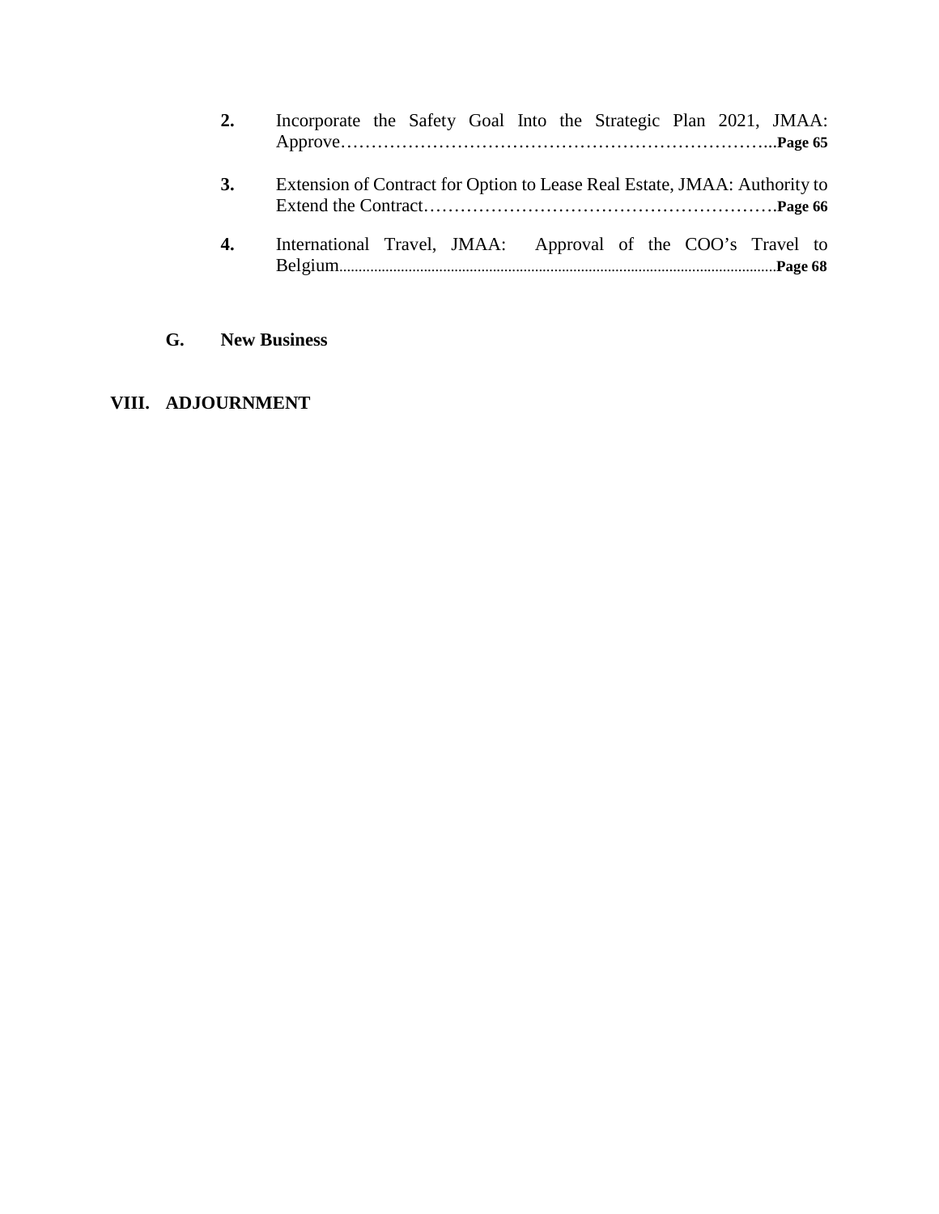2. Incorporate the Safety Goal Into the Strategic Plan 2021, JMAA: Approve……………………………………………………………...**Page 65**

3. Extension of Contract for Option to Lease Real Estate, JMAA: Authority to Extend the Contract………………………………………………….**Page 66**

4. International Travel, JMAA: Approval of the COO's Travel to Belgium……………………………………………………………………………**Page 68**

**G. New Business**

**VIII. ADJOURNMENT**